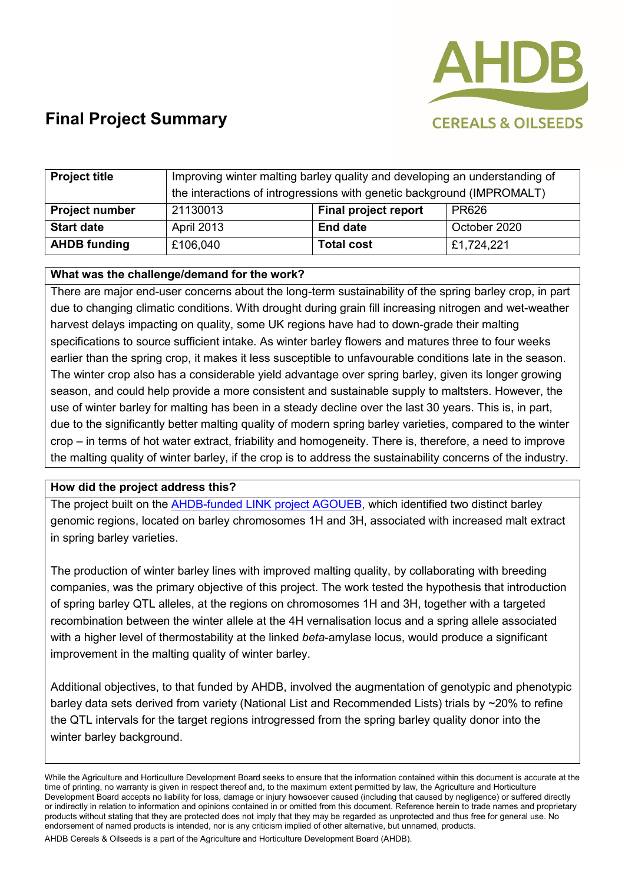# Final Project Summary

AHDB CEREALS & OILSEEDS

| Project title | Improving winter malting barley quality and developing an understanding of the interactions of introgressions with genetic background (IMPROMALT) | | |
|---|---|---|---|
| **Project number** | 21130013 | **Final project report** | PR626 |
| **Start date** | April 2013 | **End date** | October 2020 |
| **AHDB funding** | £106,040 | **Total cost** | £1,724,221 |

**What was the challenge/demand for the work?**

There are major end-user concerns about the long-term sustainability of the spring barley crop, in part due to changing climatic conditions. With drought during grain fill increasing nitrogen and wet-weather harvest delays impacting on quality, some UK regions have had to down-grade their malting specifications to source sufficient intake. As winter barley flowers and matures three to four weeks earlier than the spring crop, it makes it less susceptible to unfavourable conditions late in the season. The winter crop also has a considerable yield advantage over spring barley, given its longer growing season, and could help provide a more consistent and sustainable supply to maltsters. However, the use of winter barley for malting has been in a steady decline over the last 30 years. This is, in part, due to the significantly better malting quality of modern spring barley varieties, compared to the winter crop – in terms of hot water extract, friability and homogeneity. There is, therefore, a need to improve the malting quality of winter barley, if the crop is to address the sustainability concerns of the industry.

**How did the project address this?**

The project built on the AHDB-funded LINK project AGOUEB, which identified two distinct barley genomic regions, located on barley chromosomes 1H and 3H, associated with increased malt extract in spring barley varieties.

The production of winter barley lines with improved malting quality, by collaborating with breeding companies, was the primary objective of this project. The work tested the hypothesis that introduction of spring barley QTL alleles, at the regions on chromosomes 1H and 3H, together with a targeted recombination between the winter allele at the 4H vernalisation locus and a spring allele associated with a higher level of thermostability at the linked *beta*-amylase locus, would produce a significant improvement in the malting quality of winter barley.

Additional objectives, to that funded by AHDB, involved the augmentation of genotypic and phenotypic barley data sets derived from variety (National List and Recommended Lists) trials by ~20% to refine the QTL intervals for the target regions introgressed from the spring barley quality donor into the winter barley background.

While the Agriculture and Horticulture Development Board seeks to ensure that the information contained within this document is accurate at the time of printing, no warranty is given in respect thereof and, to the maximum extent permitted by law, the Agriculture and Horticulture Development Board accepts no liability for loss, damage or injury howsoever caused (including that caused by negligence) or suffered directly or indirectly in relation to information and opinions contained in or omitted from this document. Reference herein to trade names and proprietary products without stating that they are protected does not imply that they may be regarded as unprotected and thus free for general use. No endorsement of named products is intended, nor is any criticism implied of other alternative, but unnamed, products.

AHDB Cereals & Oilseeds is a part of the Agriculture and Horticulture Development Board (AHDB).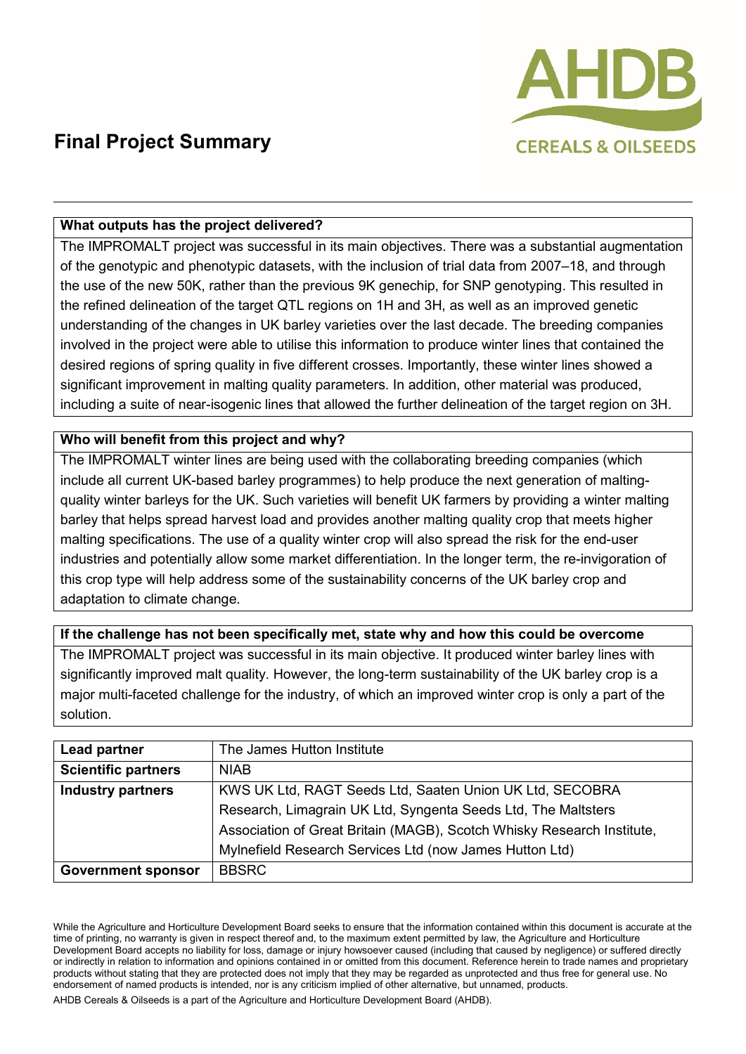# Final Project Summary

AHDB CEREALS & OILSEEDS

**What outputs has the project delivered?**

The IMPROMALT project was successful in its main objectives. There was a substantial augmentation of the genotypic and phenotypic datasets, with the inclusion of trial data from 2007–18, and through the use of the new 50K, rather than the previous 9K genechip, for SNP genotyping. This resulted in the refined delineation of the target QTL regions on 1H and 3H, as well as an improved genetic understanding of the changes in UK barley varieties over the last decade. The breeding companies involved in the project were able to utilise this information to produce winter lines that contained the desired regions of spring quality in five different crosses. Importantly, these winter lines showed a significant improvement in malting quality parameters. In addition, other material was produced, including a suite of near-isogenic lines that allowed the further delineation of the target region on 3H.

**Who will benefit from this project and why?**

The IMPROMALT winter lines are being used with the collaborating breeding companies (which include all current UK-based barley programmes) to help produce the next generation of malting-quality winter barleys for the UK. Such varieties will benefit UK farmers by providing a winter malting barley that helps spread harvest load and provides another malting quality crop that meets higher malting specifications. The use of a quality winter crop will also spread the risk for the end-user industries and potentially allow some market differentiation. In the longer term, the re-invigoration of this crop type will help address some of the sustainability concerns of the UK barley crop and adaptation to climate change.

**If the challenge has not been specifically met, state why and how this could be overcome**

The IMPROMALT project was successful in its main objective. It produced winter barley lines with significantly improved malt quality. However, the long-term sustainability of the UK barley crop is a major multi-faceted challenge for the industry, of which an improved winter crop is only a part of the solution.

| | |
|---|---|
| **Lead partner** | The James Hutton Institute |
| **Scientific partners** | NIAB |
| **Industry partners** | KWS UK Ltd, RAGT Seeds Ltd, Saaten Union UK Ltd, SECOBRA Research, Limagrain UK Ltd, Syngenta Seeds Ltd, The Maltsters Association of Great Britain (MAGB), Scotch Whisky Research Institute, Mylnefield Research Services Ltd (now James Hutton Ltd) |
| **Government sponsor** | BBSRC |

While the Agriculture and Horticulture Development Board seeks to ensure that the information contained within this document is accurate at the time of printing, no warranty is given in respect thereof and, to the maximum extent permitted by law, the Agriculture and Horticulture Development Board accepts no liability for loss, damage or injury howsoever caused (including that caused by negligence) or suffered directly or indirectly in relation to information and opinions contained in or omitted from this document. Reference herein to trade names and proprietary products without stating that they are protected does not imply that they may be regarded as unprotected and thus free for general use. No endorsement of named products is intended, nor is any criticism implied of other alternative, but unnamed, products.

AHDB Cereals & Oilseeds is a part of the Agriculture and Horticulture Development Board (AHDB).